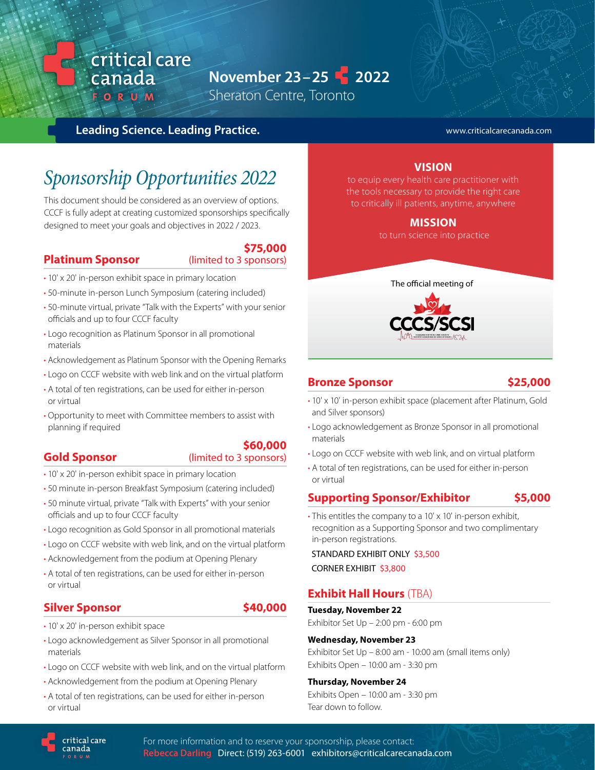# critical care canada FORUM

**November 23–25 2022**
Sheraton Centre, Toronto

**Leading Science. Leading Practice.**

www.criticalcarecanada.com

## *Sponsorship Opportunities 2022*

This document should be considered as an overview of options. CCCF is fully adept at creating customized sponsorships specifically designed to meet your goals and objectives in 2022 / 2023.

### Platinum Sponsor — $75,000 (limited to 3 sponsors)

- 10' x 20' in-person exhibit space in primary location
- 50-minute in-person Lunch Symposium (catering included)
- 50-minute virtual, private "Talk with the Experts" with your senior officials and up to four CCCF faculty
- Logo recognition as Platinum Sponsor in all promotional materials
- Acknowledgement as Platinum Sponsor with the Opening Remarks
- Logo on CCCF website with web link and on the virtual platform
- A total of ten registrations, can be used for either in-person or virtual
- Opportunity to meet with Committee members to assist with planning if required

### Gold Sponsor — $60,000 (limited to 3 sponsors)

- 10' x 20' in-person exhibit space in primary location
- 50 minute in-person Breakfast Symposium (catering included)
- 50 minute virtual, private "Talk with Experts" with your senior officials and up to four CCCF faculty
- Logo recognition as Gold Sponsor in all promotional materials
- Logo on CCCF website with web link, and on the virtual platform
- Acknowledgement from the podium at Opening Plenary
- A total of ten registrations, can be used for either in-person or virtual

### Silver Sponsor — $40,000

- 10' x 20' in-person exhibit space
- Logo acknowledgement as Silver Sponsor in all promotional materials
- Logo on CCCF website with web link, and on the virtual platform
- Acknowledgement from the podium at Opening Plenary
- A total of ten registrations, can be used for either in-person or virtual

**VISION**
to equip every health care practitioner with the tools necessary to provide the right care to critically ill patients, anytime, anywhere

**MISSION**
to turn science into practice

The official meeting of CCCS/SCSI

### Bronze Sponsor — $25,000

- 10' x 10' in-person exhibit space (placement after Platinum, Gold and Silver sponsors)
- Logo acknowledgement as Bronze Sponsor in all promotional materials
- Logo on CCCF website with web link, and on virtual platform
- A total of ten registrations, can be used for either in-person or virtual

### Supporting Sponsor/Exhibitor — $5,000

- This entitles the company to a 10' x 10' in-person exhibit, recognition as a Supporting Sponsor and two complimentary in-person registrations.

STANDARD EXHIBIT ONLY $3,500
CORNER EXHIBIT $3,800

### Exhibit Hall Hours (TBA)

**Tuesday, November 22**
Exhibitor Set Up – 2:00 pm - 6:00 pm

**Wednesday, November 23**
Exhibitor Set Up – 8:00 am - 10:00 am (small items only)
Exhibits Open – 10:00 am - 3:30 pm

**Thursday, November 24**
Exhibits Open – 10:00 am - 3:30 pm
Tear down to follow.

For more information and to reserve your sponsorship, please contact:
Rebecca Darling Direct: (519) 263-6001 exhibitors@criticalcarecanada.com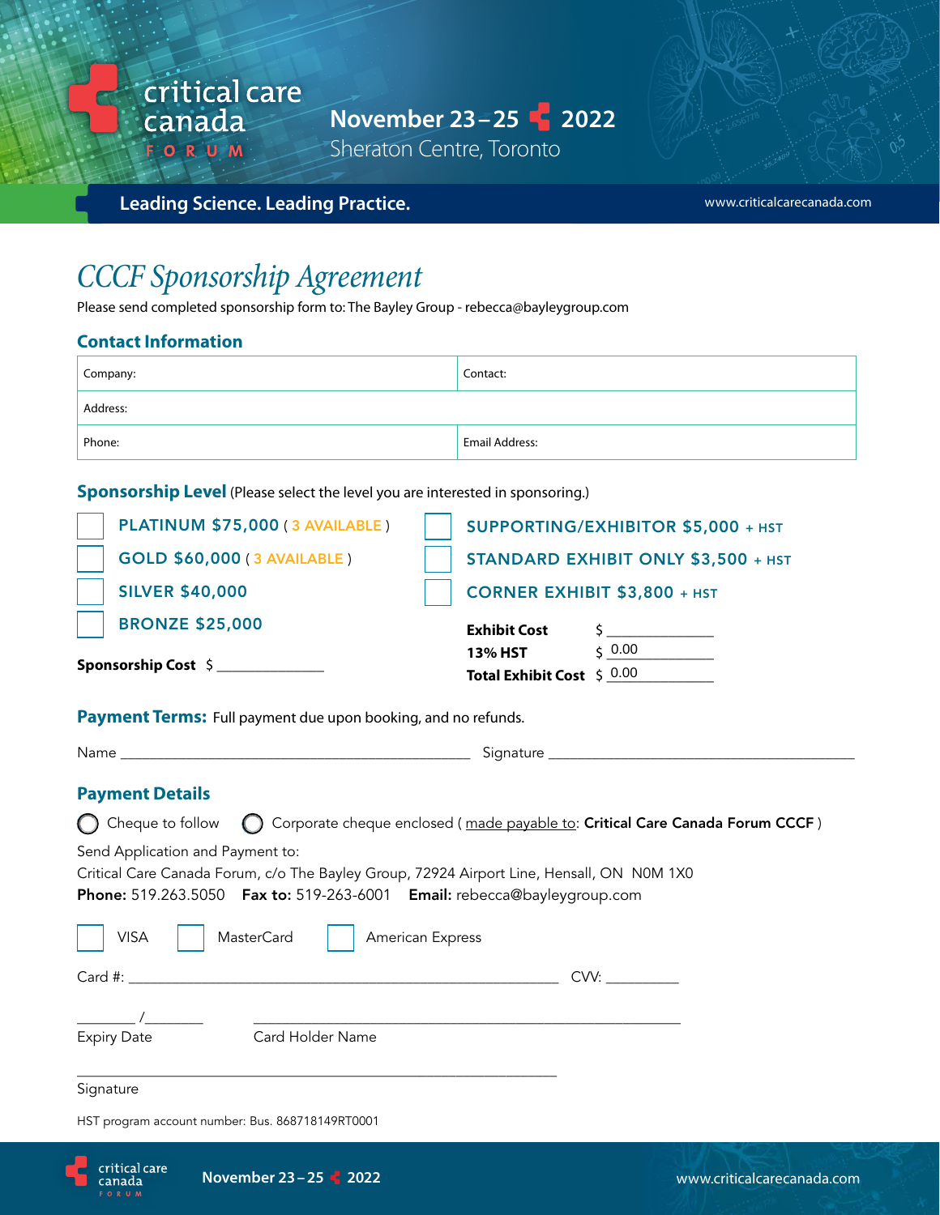critical care canada FORUM

November 23–25 2022
Sheraton Centre, Toronto

Leading Science. Leading Practice.

www.criticalcarecanada.com

# *CCCF Sponsorship Agreement*

Please send completed sponsorship form to: The Bayley Group - rebecca@bayleygroup.com

## Contact Information

| | |
|---|---|
| Company: | Contact: |
| Address: | |
| Phone: | Email Address: |

## Sponsorship Level (Please select the level you are interested in sponsoring.)

- ☐ PLATINUM $75,000 ( 3 AVAILABLE )
- ☐ GOLD $60,000 ( 3 AVAILABLE )
- ☐ SILVER $40,000
- ☐ BRONZE $25,000

**Sponsorship Cost** $ ____________

- ☐ SUPPORTING/EXHIBITOR $5,000 + HST
- ☐ STANDARD EXHIBIT ONLY $3,500 + HST
- ☐ CORNER EXHIBIT $3,800 + HST

**Exhibit Cost** $ ____________
**13% HST** $ 0.00
**Total Exhibit Cost** $ 0.00

**Payment Terms:** Full payment due upon booking, and no refunds.

Name ______________________________ Signature ______________________________

## Payment Details

○ Cheque to follow ○ Corporate cheque enclosed ( made payable to: **Critical Care Canada Forum CCCF** )

Send Application and Payment to:
Critical Care Canada Forum, c/o The Bayley Group, 72924 Airport Line, Hensall, ON N0M 1X0
**Phone:** 519.263.5050 **Fax to:** 519-263-6001 **Email:** rebecca@bayleygroup.com

☐ VISA ☐ MasterCard ☐ American Express

Card #: ______________________________ CVV: ________

______ /______
Expiry Date

______________________________
Card Holder Name

______________________________
Signature

HST program account number: Bus. 868718149RT0001